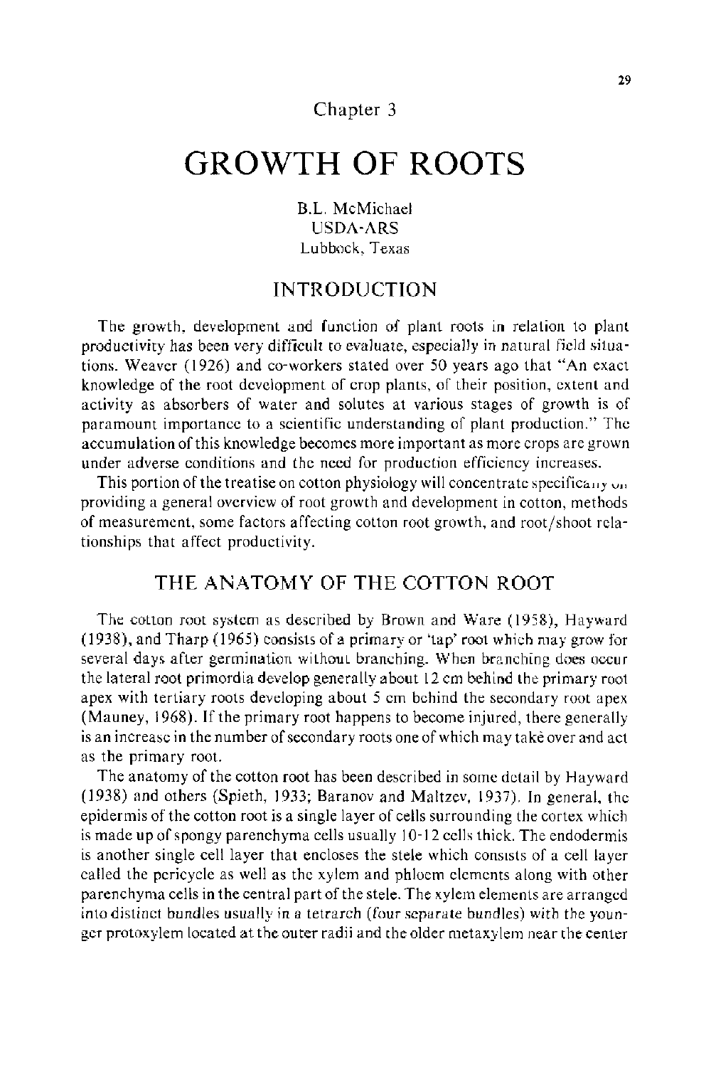Chapter 3

# GROWTH OF ROOTS

B.L. McMichael
USDA-ARS
Lubbock, Texas

## INTRODUCTION

The growth, development and function of plant roots in relation to plant productivity has been very difficult to evaluate, especially in natural field situations. Weaver (1926) and co-workers stated over 50 years ago that "An exact knowledge of the root development of crop plants, of their position, extent and activity as absorbers of water and solutes at various stages of growth is of paramount importance to a scientific understanding of plant production." The accumulation of this knowledge becomes more important as more crops are grown under adverse conditions and the need for production efficiency increases.

This portion of the treatise on cotton physiology will concentrate specifically on providing a general overview of root growth and development in cotton, methods of measurement, some factors affecting cotton root growth, and root/shoot relationships that affect productivity.

## THE ANATOMY OF THE COTTON ROOT

The cotton root system as described by Brown and Ware (1958), Hayward (1938), and Tharp (1965) consists of a primary or 'tap' root which may grow for several days after germination without branching. When branching does occur the lateral root primordia develop generally about 12 cm behind the primary root apex with tertiary roots developing about 5 cm behind the secondary root apex (Mauney, 1968). If the primary root happens to become injured, there generally is an increase in the number of secondary roots one of which may take over and act as the primary root.

The anatomy of the cotton root has been described in some detail by Hayward (1938) and others (Spieth, 1933; Baranov and Maltzev, 1937). In general, the epidermis of the cotton root is a single layer of cells surrounding the cortex which is made up of spongy parenchyma cells usually 10-12 cells thick. The endodermis is another single cell layer that encloses the stele which consists of a cell layer called the pericycle as well as the xylem and phloem elements along with other parenchyma cells in the central part of the stele. The xylem elements are arranged into distinct bundles usually in a tetrarch (four separate bundles) with the younger protoxylem located at the outer radii and the older metaxylem near the center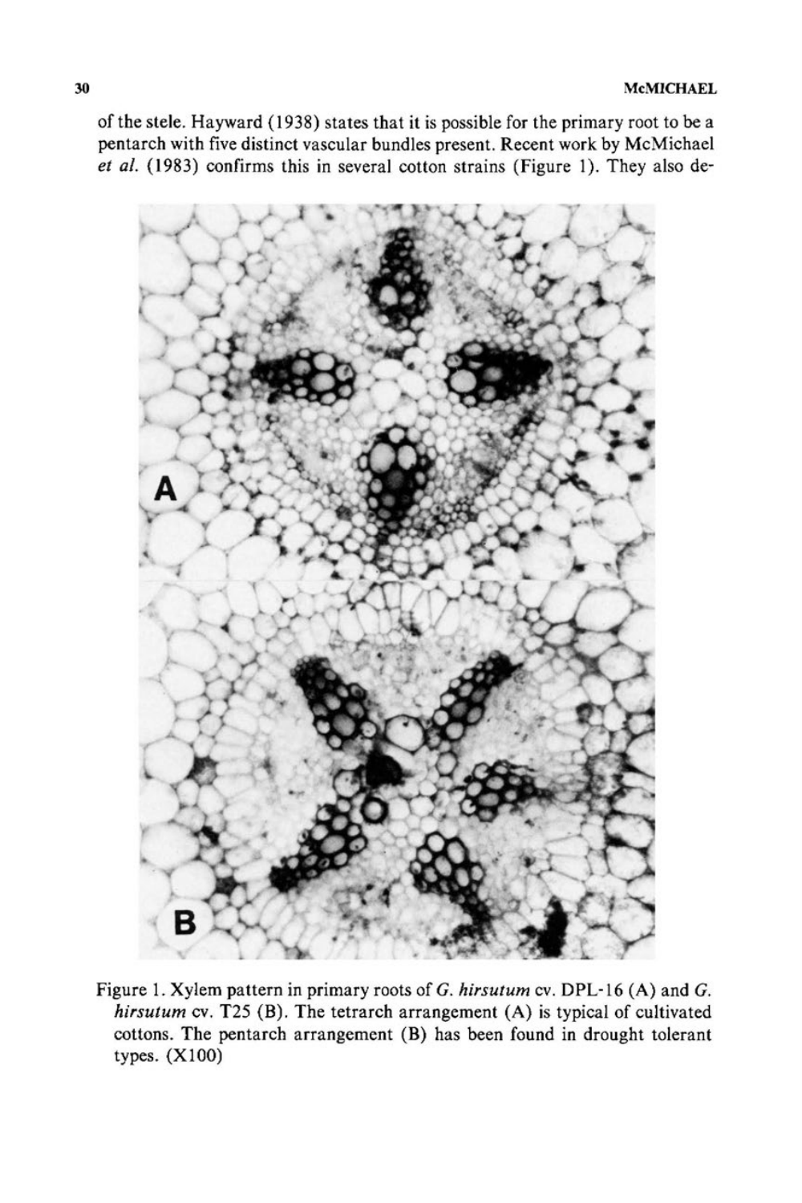of the stele. Hayward (1938) states that it is possible for the primary root to be a pentarch with five distinct vascular bundles present. Recent work by McMichael *et al.* (1983) confirms this in several cotton strains (Figure 1). They also de-

Figure 1. Xylem pattern in primary roots of *G. hirsutum* cv. DPL-16 (A) and *G. hirsutum* cv. T25 (B). The tetrarch arrangement (A) is typical of cultivated cottons. The pentarch arrangement (B) has been found in drought tolerant types. (X100)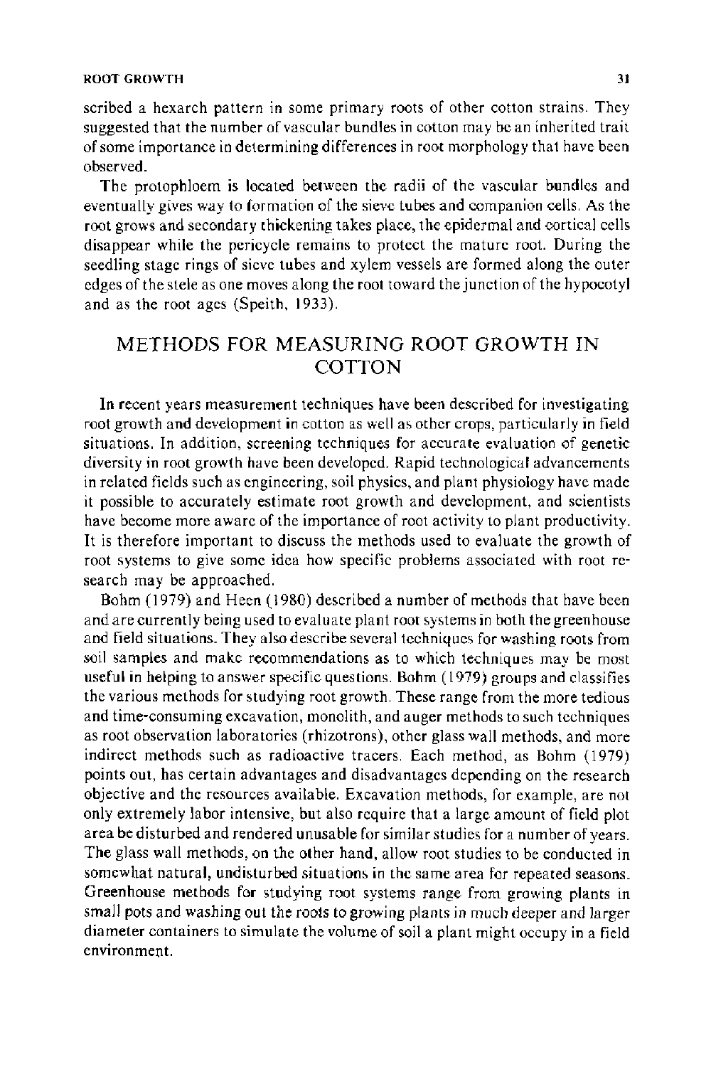scribed a hexarch pattern in some primary roots of other cotton strains. They suggested that the number of vascular bundles in cotton may be an inherited trait of some importance in determining differences in root morphology that have been observed.

The protophloem is located between the radii of the vascular bundles and eventually gives way to formation of the sieve tubes and companion cells. As the root grows and secondary thickening takes place, the epidermal and cortical cells disappear while the pericycle remains to protect the mature root. During the seedling stage rings of sieve tubes and xylem vessels are formed along the outer edges of the stele as one moves along the root toward the junction of the hypocotyl and as the root ages (Speith, 1933).

## METHODS FOR MEASURING ROOT GROWTH IN COTTON

In recent years measurement techniques have been described for investigating root growth and development in cotton as well as other crops, particularly in field situations. In addition, screening techniques for accurate evaluation of genetic diversity in root growth have been developed. Rapid technological advancements in related fields such as engineering, soil physics, and plant physiology have made it possible to accurately estimate root growth and development, and scientists have become more aware of the importance of root activity to plant productivity. It is therefore important to discuss the methods used to evaluate the growth of root systems to give some idea how specific problems associated with root research may be approached.

Bohm (1979) and Heen (1980) described a number of methods that have been and are currently being used to evaluate plant root systems in both the greenhouse and field situations. They also describe several techniques for washing roots from soil samples and make recommendations as to which techniques may be most useful in helping to answer specific questions. Bohm (1979) groups and classifies the various methods for studying root growth. These range from the more tedious and time-consuming excavation, monolith, and auger methods to such techniques as root observation laboratories (rhizotrons), other glass wall methods, and more indirect methods such as radioactive tracers. Each method, as Bohm (1979) points out, has certain advantages and disadvantages depending on the research objective and the resources available. Excavation methods, for example, are not only extremely labor intensive, but also require that a large amount of field plot area be disturbed and rendered unusable for similar studies for a number of years. The glass wall methods, on the other hand, allow root studies to be conducted in somewhat natural, undisturbed situations in the same area for repeated seasons. Greenhouse methods for studying root systems range from growing plants in small pots and washing out the roots to growing plants in much deeper and larger diameter containers to simulate the volume of soil a plant might occupy in a field environment.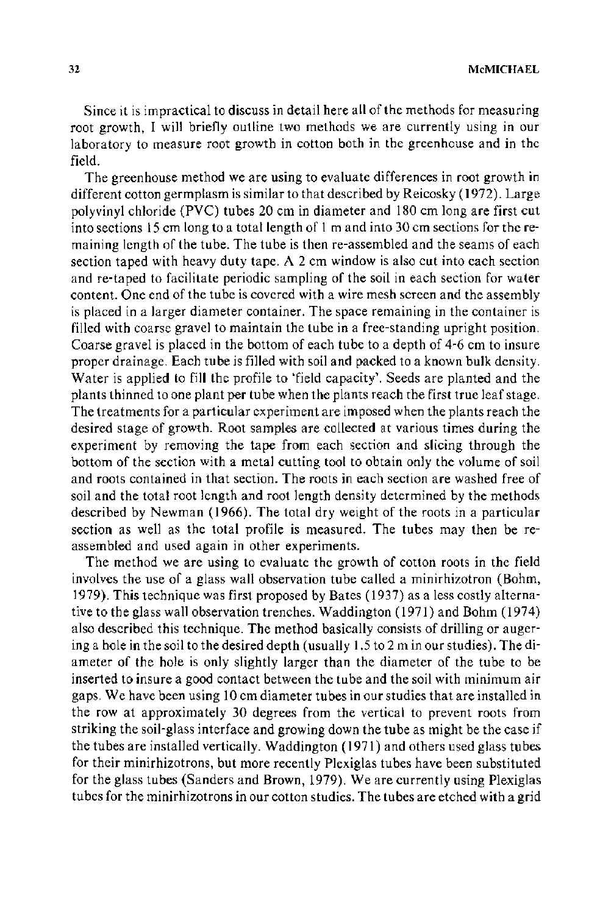Since it is impractical to discuss in detail here all of the methods for measuring root growth, I will briefly outline two methods we are currently using in our laboratory to measure root growth in cotton both in the greenhouse and in the field.

The greenhouse method we are using to evaluate differences in root growth in different cotton germplasm is similar to that described by Reicosky (1972). Large polyvinyl chloride (PVC) tubes 20 cm in diameter and 180 cm long are first cut into sections 15 cm long to a total length of 1 m and into 30 cm sections for the remaining length of the tube. The tube is then re-assembled and the seams of each section taped with heavy duty tape. A 2 cm window is also cut into each section and re-taped to facilitate periodic sampling of the soil in each section for water content. One end of the tube is covered with a wire mesh screen and the assembly is placed in a larger diameter container. The space remaining in the container is filled with coarse gravel to maintain the tube in a free-standing upright position. Coarse gravel is placed in the bottom of each tube to a depth of 4-6 cm to insure proper drainage. Each tube is filled with soil and packed to a known bulk density. Water is applied to fill the profile to 'field capacity'. Seeds are planted and the plants thinned to one plant per tube when the plants reach the first true leaf stage. The treatments for a particular experiment are imposed when the plants reach the desired stage of growth. Root samples are collected at various times during the experiment by removing the tape from each section and slicing through the bottom of the section with a metal cutting tool to obtain only the volume of soil and roots contained in that section. The roots in each section are washed free of soil and the total root length and root length density determined by the methods described by Newman (1966). The total dry weight of the roots in a particular section as well as the total profile is measured. The tubes may then be re-assembled and used again in other experiments.

The method we are using to evaluate the growth of cotton roots in the field involves the use of a glass wall observation tube called a minirhizotron (Bohm, 1979). This technique was first proposed by Bates (1937) as a less costly alternative to the glass wall observation trenches. Waddington (1971) and Bohm (1974) also described this technique. The method basically consists of drilling or augering a hole in the soil to the desired depth (usually 1.5 to 2 m in our studies). The diameter of the hole is only slightly larger than the diameter of the tube to be inserted to insure a good contact between the tube and the soil with minimum air gaps. We have been using 10 cm diameter tubes in our studies that are installed in the row at approximately 30 degrees from the vertical to prevent roots from striking the soil-glass interface and growing down the tube as might be the case if the tubes are installed vertically. Waddington (1971) and others used glass tubes for their minirhizotrons, but more recently Plexiglas tubes have been substituted for the glass tubes (Sanders and Brown, 1979). We are currently using Plexiglas tubes for the minirhizotrons in our cotton studies. The tubes are etched with a grid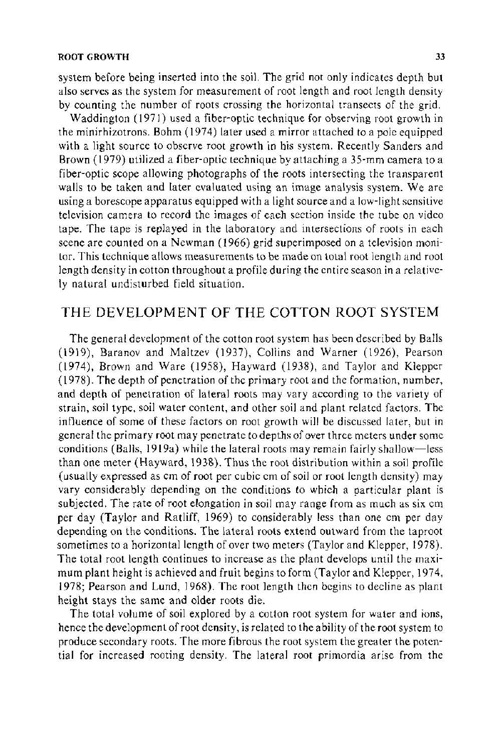system before being inserted into the soil. The grid not only indicates depth but also serves as the system for measurement of root length and root length density by counting the number of roots crossing the horizontal transects of the grid.

Waddington (1971) used a fiber-optic technique for observing root growth in the minirhizotrons. Bohm (1974) later used a mirror attached to a pole equipped with a light source to observe root growth in his system. Recently Sanders and Brown (1979) utilized a fiber-optic technique by attaching a 35-mm camera to a fiber-optic scope allowing photographs of the roots intersecting the transparent walls to be taken and later evaluated using an image analysis system. We are using a borescope apparatus equipped with a light source and a low-light sensitive television camera to record the images of each section inside the tube on video tape. The tape is replayed in the laboratory and intersections of roots in each scene are counted on a Newman (1966) grid superimposed on a television monitor. This technique allows measurements to be made on total root length and root length density in cotton throughout a profile during the entire season in a relatively natural undisturbed field situation.

## THE DEVELOPMENT OF THE COTTON ROOT SYSTEM

The general development of the cotton root system has been described by Balls (1919), Baranov and Maltzev (1937), Collins and Warner (1926), Pearson (1974), Brown and Ware (1958), Hayward (1938), and Taylor and Klepper (1978). The depth of penetration of the primary root and the formation, number, and depth of penetration of lateral roots may vary according to the variety of strain, soil type, soil water content, and other soil and plant related factors. The influence of some of these factors on root growth will be discussed later, but in general the primary root may penetrate to depths of over three meters under some conditions (Balls, 1919a) while the lateral roots may remain fairly shallow—less than one meter (Hayward, 1938). Thus the root distribution within a soil profile (usually expressed as cm of root per cubic cm of soil or root length density) may vary considerably depending on the conditions to which a particular plant is subjected. The rate of root elongation in soil may range from as much as six cm per day (Taylor and Ratliff, 1969) to considerably less than one cm per day depending on the conditions. The lateral roots extend outward from the taproot sometimes to a horizontal length of over two meters (Taylor and Klepper, 1978). The total root length continues to increase as the plant develops until the maximum plant height is achieved and fruit begins to form (Taylor and Klepper, 1974, 1978; Pearson and Lund, 1968). The root length then begins to decline as plant height stays the same and older roots die.

The total volume of soil explored by a cotton root system for water and ions, hence the development of root density, is related to the ability of the root system to produce secondary roots. The more fibrous the root system the greater the potential for increased rooting density. The lateral root primordia arise from the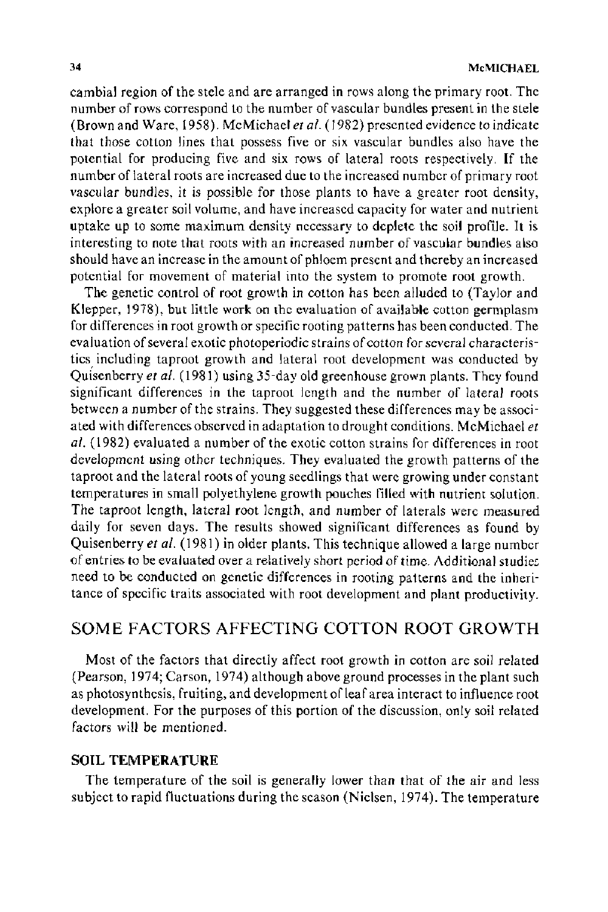cambial region of the stele and are arranged in rows along the primary root. The number of rows correspond to the number of vascular bundles present in the stele (Brown and Ware, 1958). McMichael *et al.* (1982) presented evidence to indicate that those cotton lines that possess five or six vascular bundles also have the potential for producing five and six rows of lateral roots respectively. If the number of lateral roots are increased due to the increased number of primary root vascular bundles, it is possible for those plants to have a greater root density, explore a greater soil volume, and have increased capacity for water and nutrient uptake up to some maximum density necessary to deplete the soil profile. It is interesting to note that roots with an increased number of vascular bundles also should have an increase in the amount of phloem present and thereby an increased potential for movement of material into the system to promote root growth.

The genetic control of root growth in cotton has been alluded to (Taylor and Klepper, 1978), but little work on the evaluation of available cotton germplasm for differences in root growth or specific rooting patterns has been conducted. The evaluation of several exotic photoperiodic strains of cotton for several characteristics including taproot growth and lateral root development was conducted by Quisenberry *et al.* (1981) using 35-day old greenhouse grown plants. They found significant differences in the taproot length and the number of lateral roots between a number of the strains. They suggested these differences may be associated with differences observed in adaptation to drought conditions. McMichael *et al.* (1982) evaluated a number of the exotic cotton strains for differences in root development using other techniques. They evaluated the growth patterns of the taproot and the lateral roots of young seedlings that were growing under constant temperatures in small polyethylene growth pouches filled with nutrient solution. The taproot length, lateral root length, and number of laterals were measured daily for seven days. The results showed significant differences as found by Quisenberry *et al.* (1981) in older plants. This technique allowed a large number of entries to be evaluated over a relatively short period of time. Additional studies need to be conducted on genetic differences in rooting patterns and the inheritance of specific traits associated with root development and plant productivity.

## SOME FACTORS AFFECTING COTTON ROOT GROWTH

Most of the factors that directly affect root growth in cotton are soil related (Pearson, 1974; Carson, 1974) although above ground processes in the plant such as photosynthesis, fruiting, and development of leaf area interact to influence root development. For the purposes of this portion of the discussion, only soil related factors will be mentioned.

### SOIL TEMPERATURE

The temperature of the soil is generally lower than that of the air and less subject to rapid fluctuations during the season (Nielsen, 1974). The temperature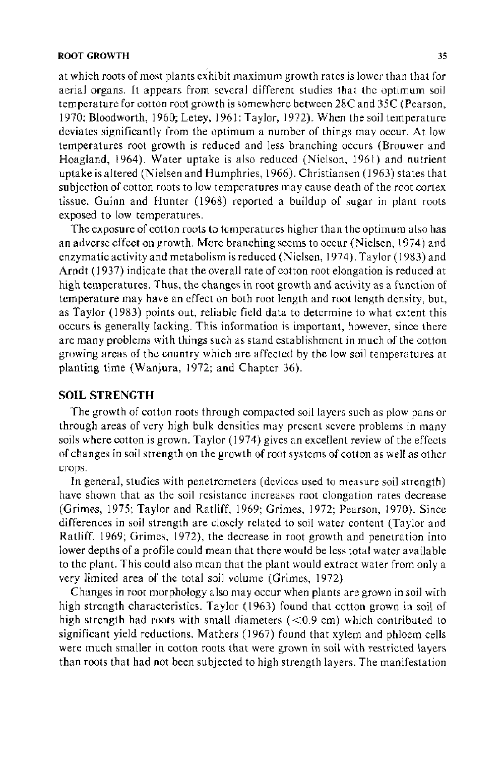at which roots of most plants exhibit maximum growth rates is lower than that for aerial organs. It appears from several different studies that the optimum soil temperature for cotton root growth is somewhere between 28C and 35C (Pearson, 1970; Bloodworth, 1960; Letey, 1961; Taylor, 1972). When the soil temperature deviates significantly from the optimum a number of things may occur. At low temperatures root growth is reduced and less branching occurs (Brouwer and Hoagland, 1964). Water uptake is also reduced (Nielson, 1961) and nutrient uptake is altered (Nielsen and Humphries, 1966). Christiansen (1963) states that subjection of cotton roots to low temperatures may cause death of the root cortex tissue. Guinn and Hunter (1968) reported a buildup of sugar in plant roots exposed to low temperatures.

The exposure of cotton roots to temperatures higher than the optimum also has an adverse effect on growth. More branching seems to occur (Nielsen, 1974) and enzymatic activity and metabolism is reduced (Nielsen, 1974). Taylor (1983) and Arndt (1937) indicate that the overall rate of cotton root elongation is reduced at high temperatures. Thus, the changes in root growth and activity as a function of temperature may have an effect on both root length and root length density, but, as Taylor (1983) points out, reliable field data to determine to what extent this occurs is generally lacking. This information is important, however, since there are many problems with things such as stand establishment in much of the cotton growing areas of the country which are affected by the low soil temperatures at planting time (Wanjura, 1972; and Chapter 36).

## SOIL STRENGTH

The growth of cotton roots through compacted soil layers such as plow pans or through areas of very high bulk densities may present severe problems in many soils where cotton is grown. Taylor (1974) gives an excellent review of the effects of changes in soil strength on the growth of root systems of cotton as well as other crops.

In general, studies with penetrometers (devices used to measure soil strength) have shown that as the soil resistance increases root elongation rates decrease (Grimes, 1975; Taylor and Ratliff, 1969; Grimes, 1972; Pearson, 1970). Since differences in soil strength are closely related to soil water content (Taylor and Ratliff, 1969; Grimes, 1972), the decrease in root growth and penetration into lower depths of a profile could mean that there would be less total water available to the plant. This could also mean that the plant would extract water from only a very limited area of the total soil volume (Grimes, 1972).

Changes in root morphology also may occur when plants are grown in soil with high strength characteristics. Taylor (1963) found that cotton grown in soil of high strength had roots with small diameters ($<0.9$ cm) which contributed to significant yield reductions. Mathers (1967) found that xylem and phloem cells were much smaller in cotton roots that were grown in soil with restricted layers than roots that had not been subjected to high strength layers. The manifestation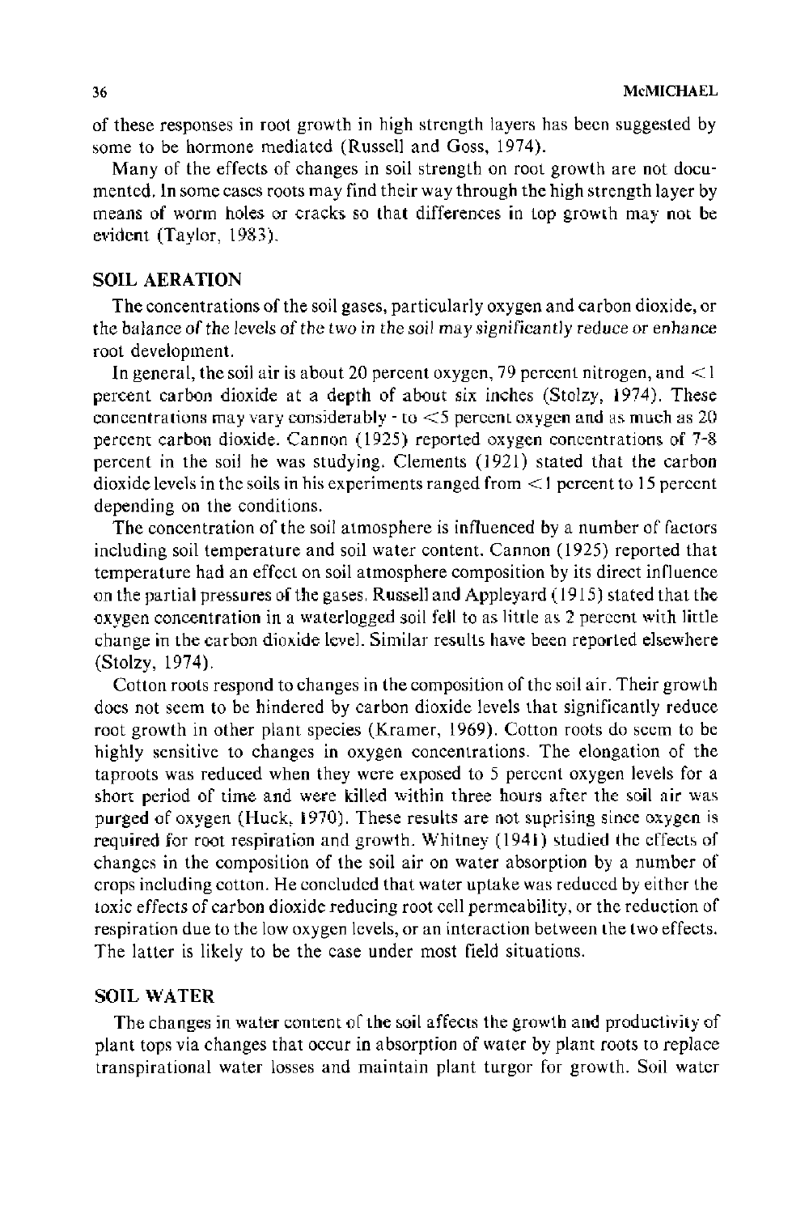of these responses in root growth in high strength layers has been suggested by some to be hormone mediated (Russell and Goss, 1974).

Many of the effects of changes in soil strength on root growth are not documented. In some cases roots may find their way through the high strength layer by means of worm holes or cracks so that differences in top growth may not be evident (Taylor, 1983).

## SOIL AERATION

The concentrations of the soil gases, particularly oxygen and carbon dioxide, or the balance of the levels of the two in the soil may significantly reduce or enhance root development.

In general, the soil air is about 20 percent oxygen, 79 percent nitrogen, and <1 percent carbon dioxide at a depth of about six inches (Stolzy, 1974). These concentrations may vary considerably - to <5 percent oxygen and as much as 20 percent carbon dioxide. Cannon (1925) reported oxygen concentrations of 7-8 percent in the soil he was studying. Clements (1921) stated that the carbon dioxide levels in the soils in his experiments ranged from <1 percent to 15 percent depending on the conditions.

The concentration of the soil atmosphere is influenced by a number of factors including soil temperature and soil water content. Cannon (1925) reported that temperature had an effect on soil atmosphere composition by its direct influence on the partial pressures of the gases. Russell and Appleyard (1915) stated that the oxygen concentration in a waterlogged soil fell to as little as 2 percent with little change in the carbon dioxide level. Similar results have been reported elsewhere (Stolzy, 1974).

Cotton roots respond to changes in the composition of the soil air. Their growth does not seem to be hindered by carbon dioxide levels that significantly reduce root growth in other plant species (Kramer, 1969). Cotton roots do seem to be highly sensitive to changes in oxygen concentrations. The elongation of the taproots was reduced when they were exposed to 5 percent oxygen levels for a short period of time and were killed within three hours after the soil air was purged of oxygen (Huck, 1970). These results are not suprising since oxygen is required for root respiration and growth. Whitney (1941) studied the effects of changes in the composition of the soil air on water absorption by a number of crops including cotton. He concluded that water uptake was reduced by either the toxic effects of carbon dioxide reducing root cell permeability, or the reduction of respiration due to the low oxygen levels, or an interaction between the two effects. The latter is likely to be the case under most field situations.

## SOIL WATER

The changes in water content of the soil affects the growth and productivity of plant tops via changes that occur in absorption of water by plant roots to replace transpirational water losses and maintain plant turgor for growth. Soil water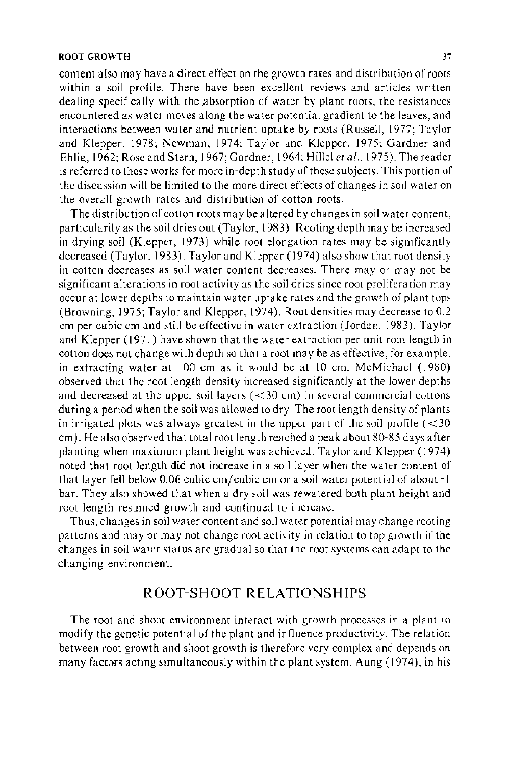content also may have a direct effect on the growth rates and distribution of roots within a soil profile. There have been excellent reviews and articles written dealing specifically with the absorption of water by plant roots, the resistances encountered as water moves along the water potential gradient to the leaves, and interactions between water and nutrient uptake by roots (Russell, 1977; Taylor and Klepper, 1978; Newman, 1974; Taylor and Klepper, 1975; Gardner and Ehlig, 1962; Rose and Stern, 1967; Gardner, 1964; Hillel *et al.*, 1975). The reader is referred to these works for more in-depth study of these subjects. This portion of the discussion will be limited to the more direct effects of changes in soil water on the overall growth rates and distribution of cotton roots.

The distribution of cotton roots may be altered by changes in soil water content, particularily as the soil dries out (Taylor, 1983). Rooting depth may be increased in drying soil (Klepper, 1973) while root elongation rates may be significantly decreased (Taylor, 1983). Taylor and Klepper (1974) also show that root density in cotton decreases as soil water content decreases. There may or may not be significant alterations in root activity as the soil dries since root proliferation may occur at lower depths to maintain water uptake rates and the growth of plant tops (Browning, 1975; Taylor and Klepper, 1974). Root densities may decrease to 0.2 cm per cubic cm and still be effective in water extraction (Jordan, 1983). Taylor and Klepper (1971) have shown that the water extraction per unit root length in cotton does not change with depth so that a root may be as effective, for example, in extracting water at 100 cm as it would be at 10 cm. McMichael (1980) observed that the root length density increased significantly at the lower depths and decreased at the upper soil layers (<30 cm) in several commercial cottons during a period when the soil was allowed to dry. The root length density of plants in irrigated plots was always greatest in the upper part of the soil profile (<30 cm). He also observed that total root length reached a peak about 80-85 days after planting when maximum plant height was achieved. Taylor and Klepper (1974) noted that root length did not increase in a soil layer when the water content of that layer fell below 0.06 cubic cm/cubic cm or a soil water potential of about -1 bar. They also showed that when a dry soil was rewatered both plant height and root length resumed growth and continued to increase.

Thus, changes in soil water content and soil water potential may change rooting patterns and may or may not change root activity in relation to top growth if the changes in soil water status are gradual so that the root systems can adapt to the changing environment.

## ROOT-SHOOT RELATIONSHIPS

The root and shoot environment interact with growth processes in a plant to modify the genetic potential of the plant and influence productivity. The relation between root growth and shoot growth is therefore very complex and depends on many factors acting simultaneously within the plant system. Aung (1974), in his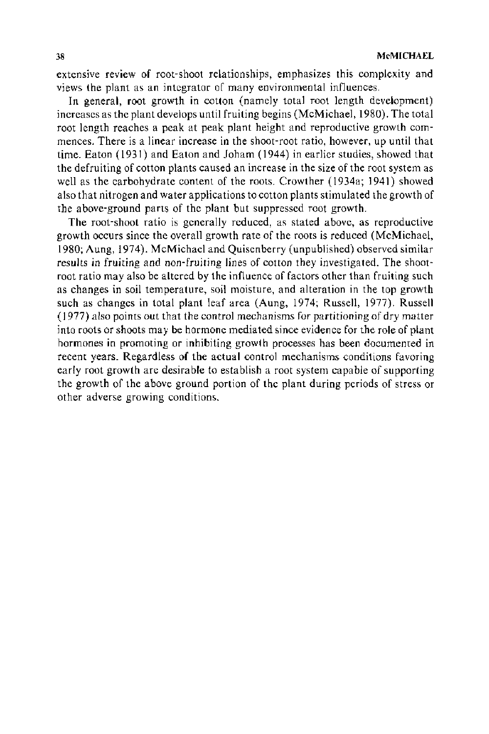extensive review of root-shoot relationships, emphasizes this complexity and views the plant as an integrator of many environmental influences.

In general, root growth in cotton (namely total root length development) increases as the plant develops until fruiting begins (McMichael, 1980). The total root length reaches a peak at peak plant height and reproductive growth commences. There is a linear increase in the shoot-root ratio, however, up until that time. Eaton (1931) and Eaton and Joham (1944) in earlier studies, showed that the defruiting of cotton plants caused an increase in the size of the root system as well as the carbohydrate content of the roots. Crowther (1934a; 1941) showed also that nitrogen and water applications to cotton plants stimulated the growth of the above-ground parts of the plant but suppressed root growth.

The root-shoot ratio is generally reduced, as stated above, as reproductive growth occurs since the overall growth rate of the roots is reduced (McMichael, 1980; Aung, 1974). McMichael and Quisenberry (unpublished) observed similar results in fruiting and non-fruiting lines of cotton they investigated. The shoot-root ratio may also be altered by the influence of factors other than fruiting such as changes in soil temperature, soil moisture, and alteration in the top growth such as changes in total plant leaf area (Aung, 1974; Russell, 1977). Russell (1977) also points out that the control mechanisms for partitioning of dry matter into roots or shoots may be hormone mediated since evidence for the role of plant hormones in promoting or inhibiting growth processes has been documented in recent years. Regardless of the actual control mechanisms conditions favoring early root growth are desirable to establish a root system capable of supporting the growth of the above ground portion of the plant during periods of stress or other adverse growing conditions.